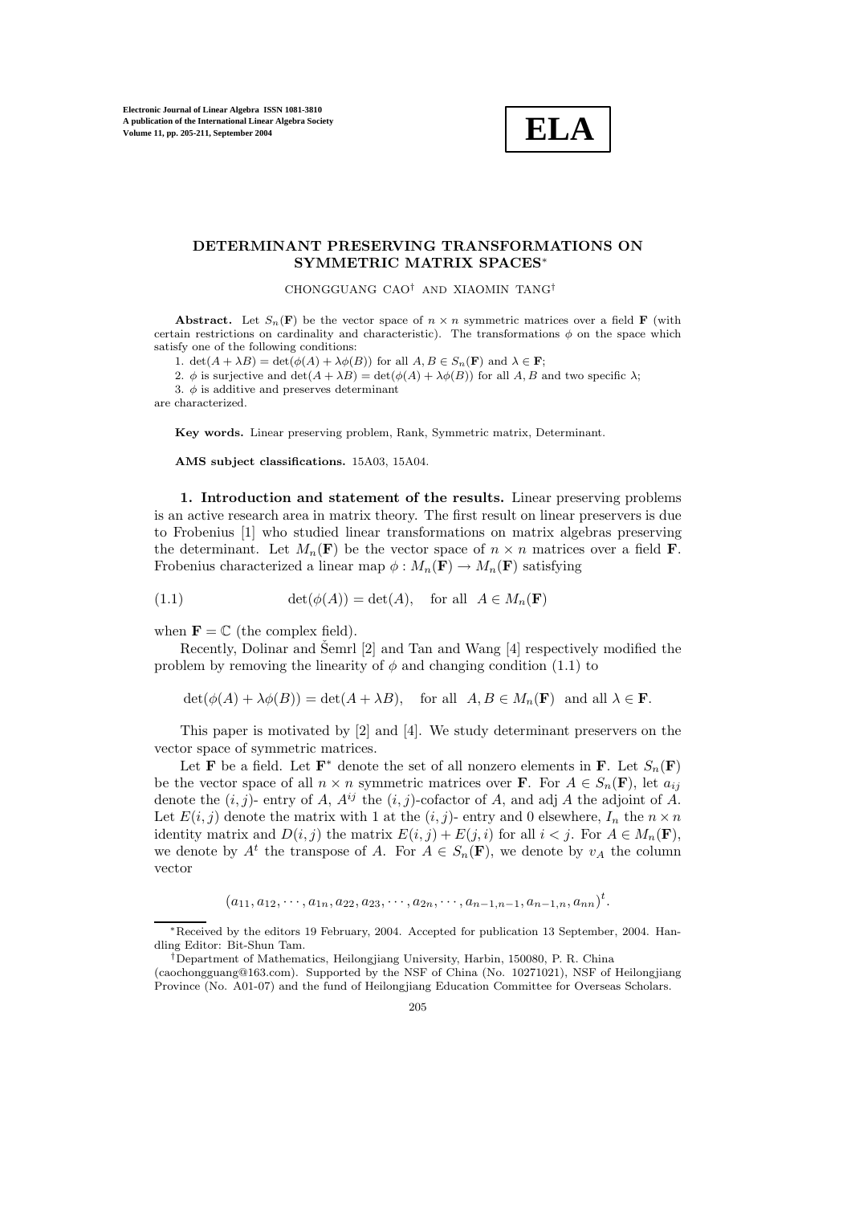# DETERMINANT PRESERVING TRANSFORMATIONS ON SYMMETRIC MATRIX SPACES*

CHONGGUANG CAO† AND XIAOMIN TANG†

**Abstract.** Let $S_n(\mathbf{F})$ be the vector space of $n \times n$ symmetric matrices over a field $\mathbf{F}$ (with certain restrictions on cardinality and characteristic). The transformations $\phi$ on the space which satisfy one of the following conditions:

1. $\det(A + \lambda B) = \det(\phi(A) + \lambda\phi(B))$ for all $A, B \in S_n(\mathbf{F})$ and $\lambda \in \mathbf{F}$;
2. $\phi$ is surjective and $\det(A + \lambda B) = \det(\phi(A) + \lambda\phi(B))$ for all $A, B$ and two specific $\lambda$;
3. $\phi$ is additive and preserves determinant

are characterized.

**Key words.** Linear preserving problem, Rank, Symmetric matrix, Determinant.

**AMS subject classifications.** 15A03, 15A04.

**1. Introduction and statement of the results.** Linear preserving problems is an active research area in matrix theory. The first result on linear preservers is due to Frobenius [1] who studied linear transformations on matrix algebras preserving the determinant. Let $M_n(\mathbf{F})$ be the vector space of $n \times n$ matrices over a field $\mathbf{F}$. Frobenius characterized a linear map $\phi : M_n(\mathbf{F}) \to M_n(\mathbf{F})$ satisfying

$$\det(\phi(A)) = \det(A), \quad \text{for all} \;\; A \in M_n(\mathbf{F}) \tag{1.1}$$

when $\mathbf{F} = \mathbb{C}$ (the complex field).

Recently, Dolinar and Šemrl [2] and Tan and Wang [4] respectively modified the problem by removing the linearity of $\phi$ and changing condition (1.1) to

$$\det(\phi(A) + \lambda\phi(B)) = \det(A + \lambda B), \quad \text{for all} \;\; A, B \in M_n(\mathbf{F}) \;\; \text{and all} \;\; \lambda \in \mathbf{F}.$$

This paper is motivated by [2] and [4]. We study determinant preservers on the vector space of symmetric matrices.

Let $\mathbf{F}$ be a field. Let $\mathbf{F}^*$ denote the set of all nonzero elements in $\mathbf{F}$. Let $S_n(\mathbf{F})$ be the vector space of all $n \times n$ symmetric matrices over $\mathbf{F}$. For $A \in S_n(\mathbf{F})$, let $a_{ij}$ denote the $(i, j)$- entry of $A$, $A^{ij}$ the $(i, j)$-cofactor of $A$, and adj $A$ the adjoint of $A$. Let $E(i, j)$ denote the matrix with 1 at the $(i, j)$- entry and 0 elsewhere, $I_n$ the $n \times n$ identity matrix and $D(i, j)$ the matrix $E(i, j) + E(j, i)$ for all $i < j$. For $A \in M_n(\mathbf{F})$, we denote by $A^t$ the transpose of $A$. For $A \in S_n(\mathbf{F})$, we denote by $v_A$ the column vector

$$(a_{11}, a_{12}, \cdots, a_{1n}, a_{22}, a_{23}, \cdots, a_{2n}, \cdots, a_{n-1,n-1}, a_{n-1,n}, a_{nn})^t.$$

---

*Received by the editors 19 February, 2004. Accepted for publication 13 September, 2004. Handling Editor: Bit-Shun Tam.

†Department of Mathematics, Heilongjiang University, Harbin, 150080, P. R. China (caochongguang@163.com). Supported by the NSF of China (No. 10271021), NSF of Heilongjiang Province (No. A01-07) and the fund of Heilongjiang Education Committee for Overseas Scholars.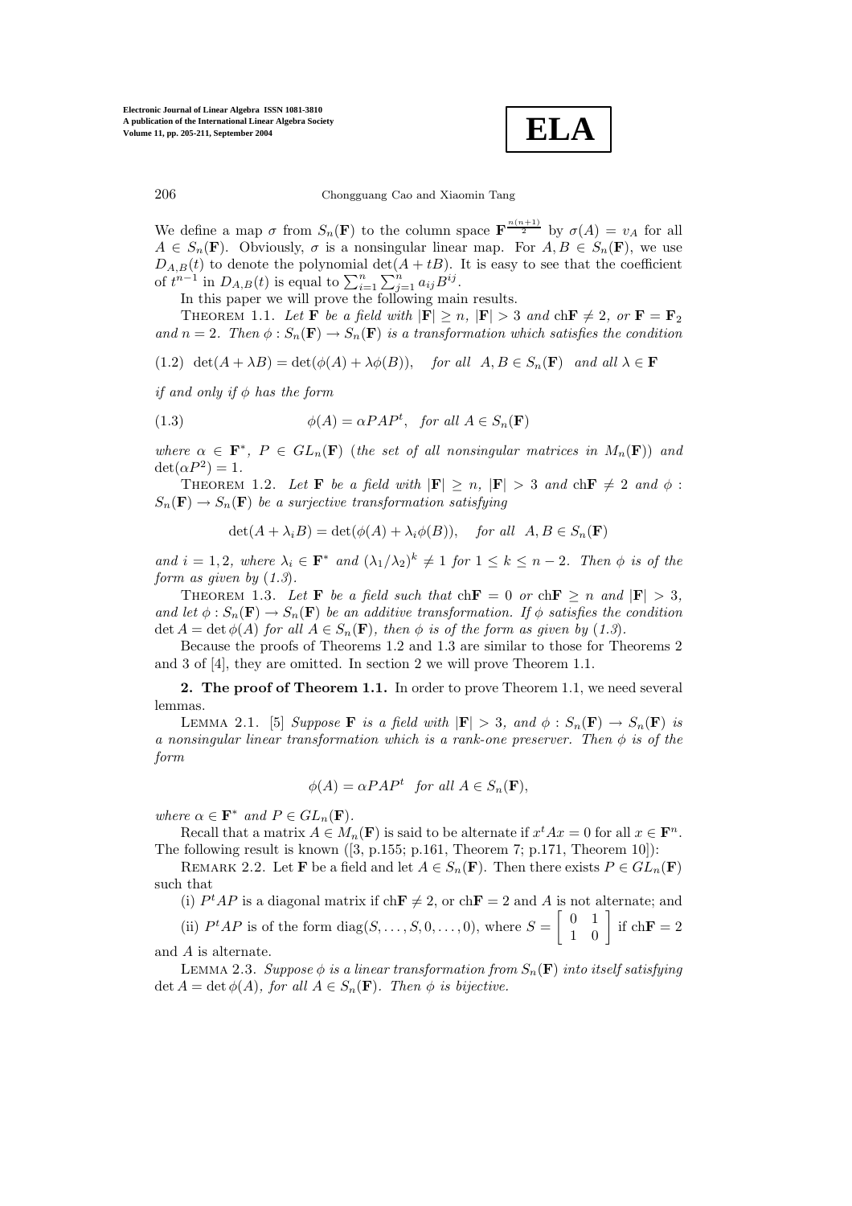We define a map $\sigma$ from $S_n(\mathbf{F})$ to the column space $\mathbf{F}^{\frac{n(n+1)}{2}}$ by $\sigma(A) = v_A$ for all $A \in S_n(\mathbf{F})$. Obviously, $\sigma$ is a nonsingular linear map. For $A, B \in S_n(\mathbf{F})$, we use $D_{A,B}(t)$ to denote the polynomial $\det(A + tB)$. It is easy to see that the coefficient of $t^{n-1}$ in $D_{A,B}(t)$ is equal to $\sum_{i=1}^n \sum_{j=1}^n a_{ij} B^{ij}$.

In this paper we will prove the following main results.

THEOREM 1.1. *Let $\mathbf{F}$ be a field with $|\mathbf{F}| \geq n$, $|\mathbf{F}| > 3$ and $\mathrm{ch}\mathbf{F} \neq 2$, or $\mathbf{F} = \mathbf{F}_2$ and $n = 2$. Then $\phi : S_n(\mathbf{F}) \to S_n(\mathbf{F})$ is a transformation which satisfies the condition*

$$(1.2)\quad \det(A + \lambda B) = \det(\phi(A) + \lambda\phi(B)), \quad \text{for all} \ \ A, B \in S_n(\mathbf{F}) \ \ \text{and all } \lambda \in \mathbf{F}$$

*if and only if $\phi$ has the form*

$$(1.3) \qquad \phi(A) = \alpha PAP^t, \quad \text{for all } A \in S_n(\mathbf{F})$$

*where $\alpha \in \mathbf{F}^*$, $P \in GL_n(\mathbf{F})$ (the set of all nonsingular matrices in $M_n(\mathbf{F})$) and $\det(\alpha P^2) = 1$.*

THEOREM 1.2. *Let $\mathbf{F}$ be a field with $|\mathbf{F}| \geq n$, $|\mathbf{F}| > 3$ and $\mathrm{ch}\mathbf{F} \neq 2$ and $\phi : S_n(\mathbf{F}) \to S_n(\mathbf{F})$ be a surjective transformation satisfying*

$$\det(A + \lambda_i B) = \det(\phi(A) + \lambda_i \phi(B)), \quad \text{for all} \ \ A, B \in S_n(\mathbf{F})$$

*and $i = 1, 2$, where $\lambda_i \in \mathbf{F}^*$ and $(\lambda_1/\lambda_2)^k \neq 1$ for $1 \leq k \leq n-2$. Then $\phi$ is of the form as given by (1.3).*

THEOREM 1.3. *Let $\mathbf{F}$ be a field such that $\mathrm{ch}\mathbf{F} = 0$ or $\mathrm{ch}\mathbf{F} \geq n$ and $|\mathbf{F}| > 3$, and let $\phi : S_n(\mathbf{F}) \to S_n(\mathbf{F})$ be an additive transformation. If $\phi$ satisfies the condition $\det A = \det \phi(A)$ for all $A \in S_n(\mathbf{F})$, then $\phi$ is of the form as given by (1.3).*

Because the proofs of Theorems 1.2 and 1.3 are similar to those for Theorems 2 and 3 of [4], they are omitted. In section 2 we will prove Theorem 1.1.

## 2. The proof of Theorem 1.1.

In order to prove Theorem 1.1, we need several lemmas.

LEMMA 2.1. [5] *Suppose $\mathbf{F}$ is a field with $|\mathbf{F}| > 3$, and $\phi : S_n(\mathbf{F}) \to S_n(\mathbf{F})$ is a nonsingular linear transformation which is a rank-one preserver. Then $\phi$ is of the form*

$$\phi(A) = \alpha PAP^t \quad \text{for all } A \in S_n(\mathbf{F}),$$

*where $\alpha \in \mathbf{F}^*$ and $P \in GL_n(\mathbf{F})$.*

Recall that a matrix $A \in M_n(\mathbf{F})$ is said to be alternate if $x^t Ax = 0$ for all $x \in \mathbf{F}^n$. The following result is known ([3, p.155; p.161, Theorem 7; p.171, Theorem 10]):

REMARK 2.2. Let $\mathbf{F}$ be a field and let $A \in S_n(\mathbf{F})$. Then there exists $P \in GL_n(\mathbf{F})$ such that

(i) $P^t AP$ is a diagonal matrix if $\mathrm{ch}\mathbf{F} \neq 2$, or $\mathrm{ch}\mathbf{F} = 2$ and $A$ is not alternate; and

(ii) $P^t AP$ is of the form $\mathrm{diag}(S, \ldots, S, 0, \ldots, 0)$, where $S = \begin{bmatrix} 0 & 1 \\ 1 & 0 \end{bmatrix}$ if $\mathrm{ch}\mathbf{F} = 2$ and $A$ is alternate.

LEMMA 2.3. *Suppose $\phi$ is a linear transformation from $S_n(\mathbf{F})$ into itself satisfying $\det A = \det \phi(A)$, for all $A \in S_n(\mathbf{F})$. Then $\phi$ is bijective.*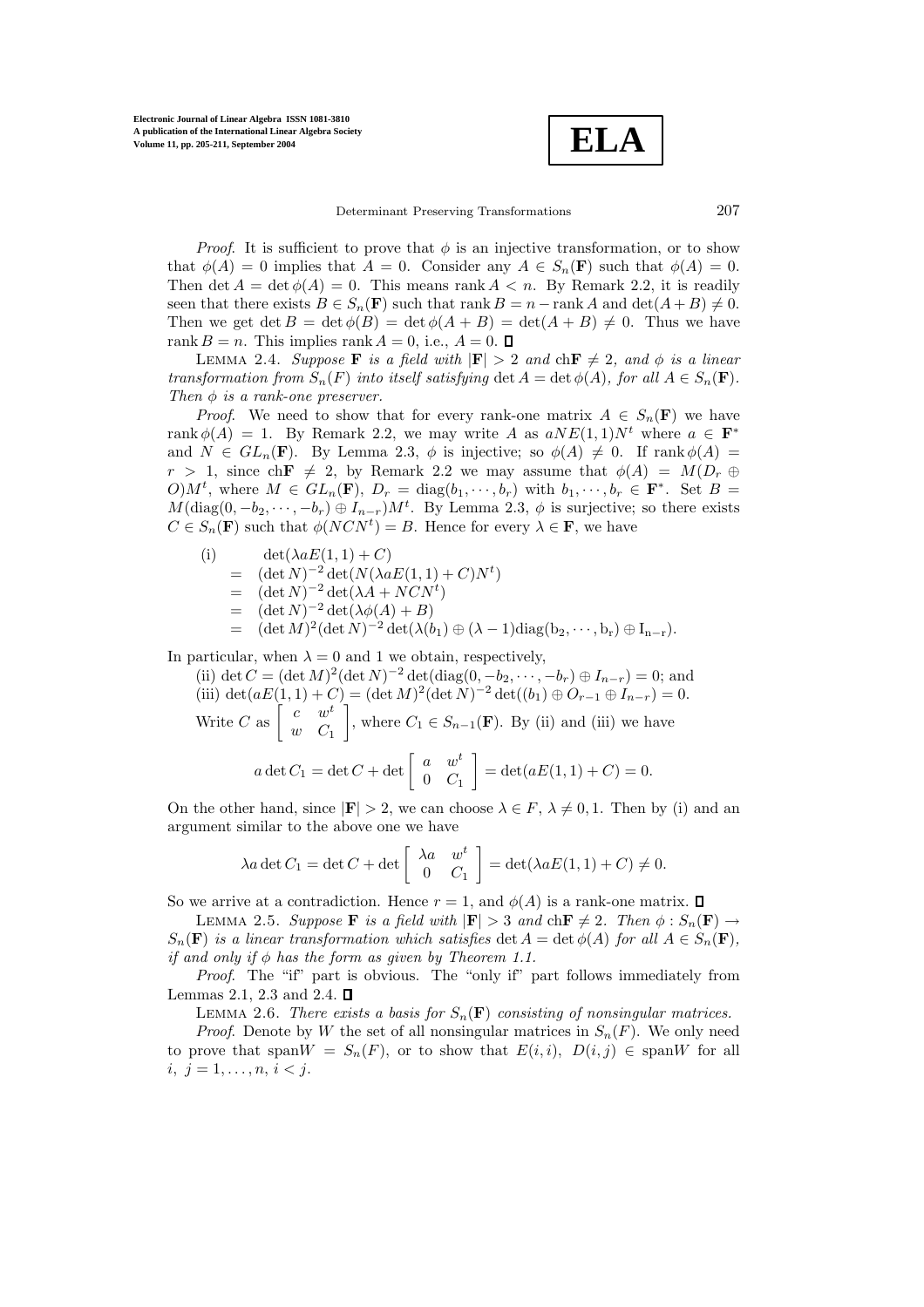*Proof*. It is sufficient to prove that $\phi$ is an injective transformation, or to show that $\phi(A) = 0$ implies that $A = 0$. Consider any $A \in S_n(\mathbf{F})$ such that $\phi(A) = 0$. Then $\det A = \det \phi(A) = 0$. This means $\operatorname{rank} A < n$. By Remark 2.2, it is readily seen that there exists $B \in S_n(\mathbf{F})$ such that $\operatorname{rank} B = n - \operatorname{rank} A$ and $\det(A+B) \neq 0$. Then we get $\det B = \det \phi(B) = \det \phi(A+B) = \det(A+B) \neq 0$. Thus we have $\operatorname{rank} B = n$. This implies $\operatorname{rank} A = 0$, i.e., $A = 0$. ∎

Lemma 2.4. *Suppose* $\mathbf{F}$ *is a field with* $|\mathbf{F}| > 2$ *and* $\operatorname{ch}\mathbf{F} \neq 2$, *and* $\phi$ *is a linear transformation from* $S_n(F)$ *into itself satisfying* $\det A = \det \phi(A)$, *for all* $A \in S_n(\mathbf{F})$. *Then* $\phi$ *is a rank-one preserver.*

*Proof*. We need to show that for every rank-one matrix $A \in S_n(\mathbf{F})$ we have $\operatorname{rank} \phi(A) = 1$. By Remark 2.2, we may write $A$ as $aNE(1,1)N^t$ where $a \in \mathbf{F}^*$ and $N \in GL_n(\mathbf{F})$. By Lemma 2.3, $\phi$ is injective; so $\phi(A) \neq 0$. If $\operatorname{rank} \phi(A) = r > 1$, since $\operatorname{ch}\mathbf{F} \neq 2$, by Remark 2.2 we may assume that $\phi(A) = M(D_r \oplus O)M^t$, where $M \in GL_n(\mathbf{F})$, $D_r = \operatorname{diag}(b_1, \cdots, b_r)$ with $b_1, \cdots, b_r \in \mathbf{F}^*$. Set $B = M(\operatorname{diag}(0, -b_2, \cdots, -b_r) \oplus I_{n-r})M^t$. By Lemma 2.3, $\phi$ is surjective; so there exists $C \in S_n(\mathbf{F})$ such that $\phi(NCN^t) = B$. Hence for every $\lambda \in \mathbf{F}$, we have

$$
\begin{aligned}
\text{(i)} \qquad & \det(\lambda a E(1,1) + C) \\
&= (\det N)^{-2} \det(N(\lambda a E(1,1) + C)N^t) \\
&= (\det N)^{-2} \det(\lambda A + NCN^t) \\
&= (\det N)^{-2} \det(\lambda \phi(A) + B) \\
&= (\det M)^2 (\det N)^{-2} \det(\lambda(b_1) \oplus (\lambda - 1)\operatorname{diag}(b_2, \cdots, b_r) \oplus I_{n-r}).
\end{aligned}
$$

In particular, when $\lambda = 0$ and 1 we obtain, respectively,

(ii) $\det C = (\det M)^2 (\det N)^{-2} \det(\operatorname{diag}(0, -b_2, \cdots, -b_r) \oplus I_{n-r}) = 0$; and

(iii) $\det(aE(1,1) + C) = (\det M)^2 (\det N)^{-2} \det((b_1) \oplus O_{r-1} \oplus I_{n-r}) = 0$.

Write $C$ as $\begin{bmatrix} c & w^t \\ w & C_1 \end{bmatrix}$, where $C_1 \in S_{n-1}(\mathbf{F})$. By (ii) and (iii) we have

$$
a \det C_1 = \det C + \det \begin{bmatrix} a & w^t \\ 0 & C_1 \end{bmatrix} = \det(aE(1,1) + C) = 0.
$$

On the other hand, since $|\mathbf{F}| > 2$, we can choose $\lambda \in F$, $\lambda \neq 0, 1$. Then by (i) and an argument similar to the above one we have

$$
\lambda a \det C_1 = \det C + \det \begin{bmatrix} \lambda a & w^t \\ 0 & C_1 \end{bmatrix} = \det(\lambda a E(1,1) + C) \neq 0.
$$

So we arrive at a contradiction. Hence $r = 1$, and $\phi(A)$ is a rank-one matrix. ∎

Lemma 2.5. *Suppose* $\mathbf{F}$ *is a field with* $|\mathbf{F}| > 3$ *and* $\operatorname{ch}\mathbf{F} \neq 2$. *Then* $\phi : S_n(\mathbf{F}) \to S_n(\mathbf{F})$ *is a linear transformation which satisfies* $\det A = \det \phi(A)$ *for all* $A \in S_n(\mathbf{F})$, *if and only if* $\phi$ *has the form as given by Theorem 1.1.*

*Proof*. The "if" part is obvious. The "only if" part follows immediately from Lemmas 2.1, 2.3 and 2.4. ∎

Lemma 2.6. *There exists a basis for* $S_n(\mathbf{F})$ *consisting of nonsingular matrices.*

*Proof*. Denote by $W$ the set of all nonsingular matrices in $S_n(F)$. We only need to prove that $\operatorname{span} W = S_n(F)$, or to show that $E(i,i)$, $D(i,j) \in \operatorname{span} W$ for all $i, j = 1, \ldots, n$, $i < j$.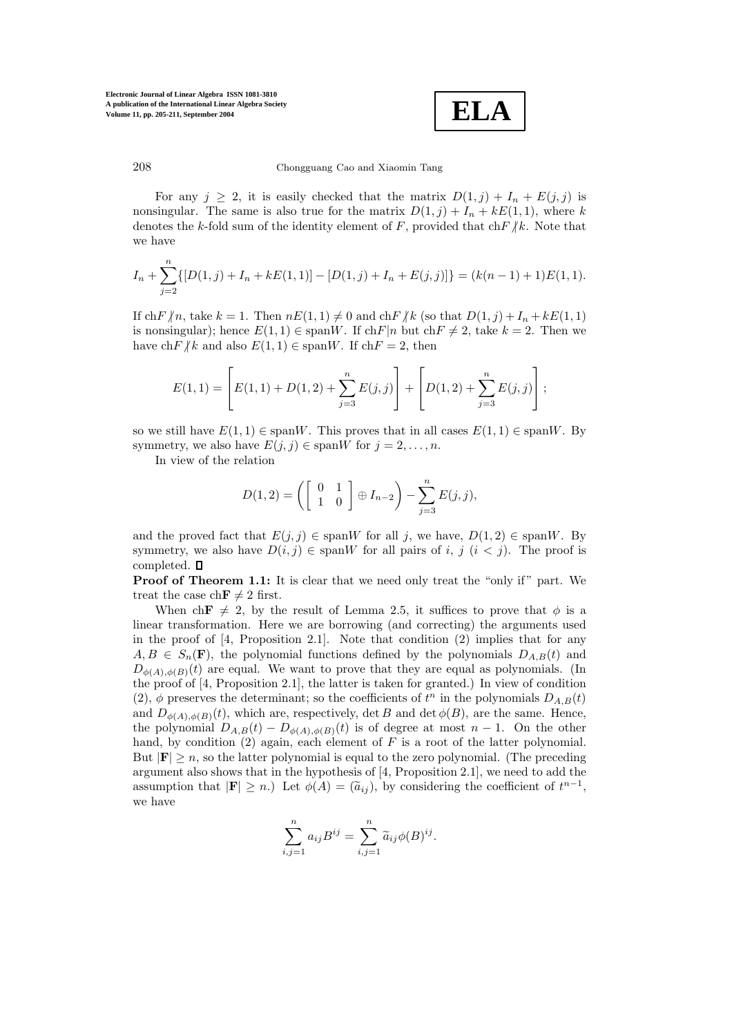For any $j \geq 2$, it is easily checked that the matrix $D(1,j) + I_n + E(j,j)$ is nonsingular. The same is also true for the matrix $D(1,j) + I_n + kE(1,1)$, where $k$ denotes the $k$-fold sum of the identity element of $F$, provided that $\text{ch}F \not| k$. Note that we have

$$I_n + \sum_{j=2}^{n} \{[D(1,j) + I_n + kE(1,1)] - [D(1,j) + I_n + E(j,j)]\} = (k(n-1)+1)E(1,1).$$

If $\text{ch}F \not| n$, take $k = 1$. Then $nE(1,1) \neq 0$ and $\text{ch}F \not| k$ (so that $D(1,j) + I_n + kE(1,1)$ is nonsingular); hence $E(1,1) \in \text{span}W$. If $\text{ch}F | n$ but $\text{ch}F \neq 2$, take $k = 2$. Then we have $\text{ch}F \not| k$ and also $E(1,1) \in \text{span}W$. If $\text{ch}F = 2$, then

$$E(1,1) = \left[ E(1,1) + D(1,2) + \sum_{j=3}^{n} E(j,j) \right] + \left[ D(1,2) + \sum_{j=3}^{n} E(j,j) \right];$$

so we still have $E(1,1) \in \text{span}W$. This proves that in all cases $E(1,1) \in \text{span}W$. By symmetry, we also have $E(j,j) \in \text{span}W$ for $j = 2, \ldots, n$.

In view of the relation

$$D(1,2) = \left( \begin{bmatrix} 0 & 1 \\ 1 & 0 \end{bmatrix} \oplus I_{n-2} \right) - \sum_{j=3}^{n} E(j,j),$$

and the proved fact that $E(j,j) \in \text{span}W$ for all $j$, we have, $D(1,2) \in \text{span}W$. By symmetry, we also have $D(i,j) \in \text{span}W$ for all pairs of $i$, $j$ $(i < j)$. The proof is completed. ∎

**Proof of Theorem 1.1:** It is clear that we need only treat the "only if" part. We treat the case $\text{ch}\mathbf{F} \neq 2$ first.

When $\text{ch}\mathbf{F} \neq 2$, by the result of Lemma 2.5, it suffices to prove that $\phi$ is a linear transformation. Here we are borrowing (and correcting) the arguments used in the proof of [4, Proposition 2.1]. Note that condition (2) implies that for any $A, B \in S_n(\mathbf{F})$, the polynomial functions defined by the polynomials $D_{A,B}(t)$ and $D_{\phi(A),\phi(B)}(t)$ are equal. We want to prove that they are equal as polynomials. (In the proof of [4, Proposition 2.1], the latter is taken for granted.) In view of condition (2), $\phi$ preserves the determinant; so the coefficients of $t^n$ in the polynomials $D_{A,B}(t)$ and $D_{\phi(A),\phi(B)}(t)$, which are, respectively, $\det B$ and $\det \phi(B)$, are the same. Hence, the polynomial $D_{A,B}(t) - D_{\phi(A),\phi(B)}(t)$ is of degree at most $n-1$. On the other hand, by condition (2) again, each element of $F$ is a root of the latter polynomial. But $|\mathbf{F}| \geq n$, so the latter polynomial is equal to the zero polynomial. (The preceding argument also shows that in the hypothesis of [4, Proposition 2.1], we need to add the assumption that $|\mathbf{F}| \geq n$.) Let $\phi(A) = (\widetilde{a}_{ij})$, by considering the coefficient of $t^{n-1}$, we have

$$\sum_{i,j=1}^{n} a_{ij} B^{ij} = \sum_{i,j=1}^{n} \widetilde{a}_{ij} \phi(B)^{ij}.$$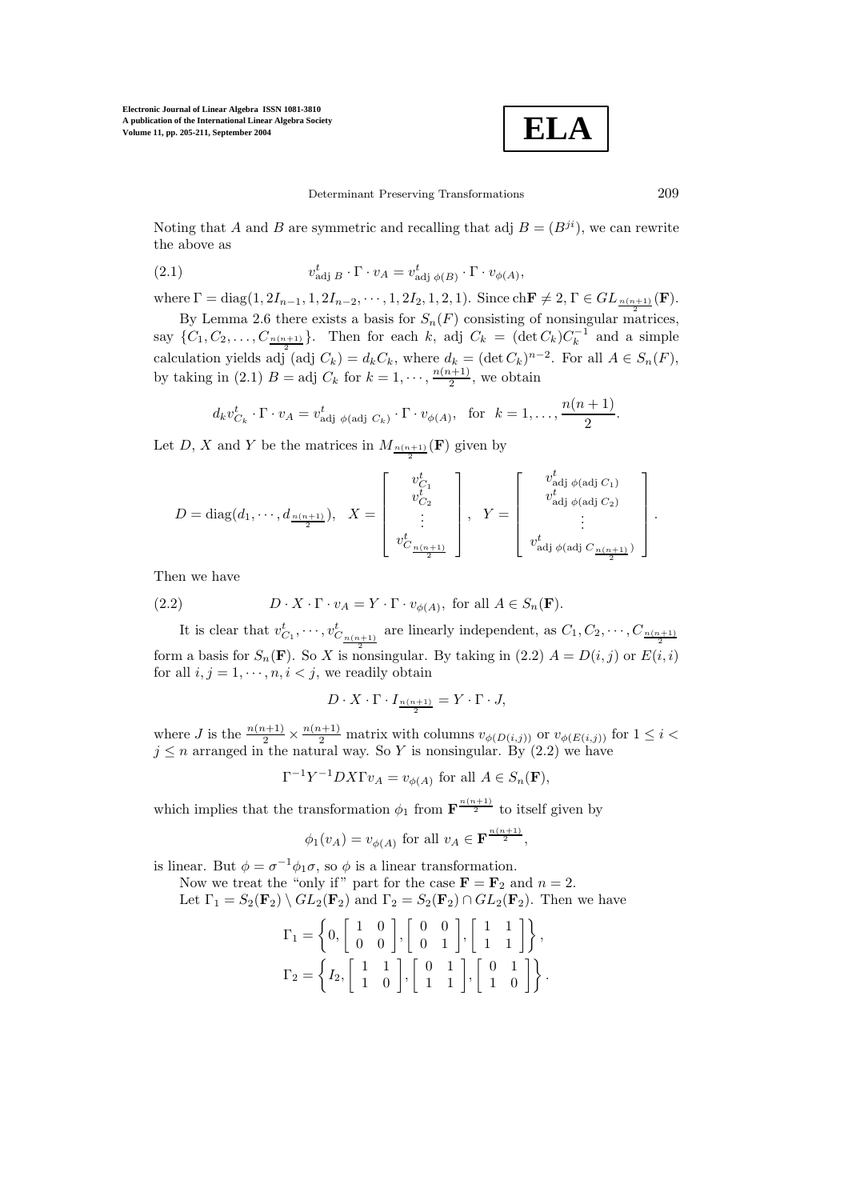Noting that $A$ and $B$ are symmetric and recalling that adj $B = (B^{ji})$, we can rewrite the above as

$$v^t_{\text{adj } B} \cdot \Gamma \cdot v_A = v^t_{\text{adj } \phi(B)} \cdot \Gamma \cdot v_{\phi(A)}, \tag{2.1}$$

where $\Gamma = \text{diag}(1, 2I_{n-1}, 1, 2I_{n-2}, \cdots, 1, 2I_2, 1, 2, 1)$. Since $\text{ch}\mathbf{F} \neq 2$, $\Gamma \in GL_{\frac{n(n+1)}{2}}(\mathbf{F})$.

By Lemma 2.6 there exists a basis for $S_n(F)$ consisting of nonsingular matrices, say $\{C_1, C_2, \ldots, C_{\frac{n(n+1)}{2}}\}$. Then for each $k$, adj $C_k = (\det C_k)C_k^{-1}$ and a simple calculation yields adj (adj $C_k) = d_k C_k$, where $d_k = (\det C_k)^{n-2}$. For all $A \in S_n(F)$, by taking in (2.1) $B = \text{adj } C_k$ for $k = 1, \cdots, \frac{n(n+1)}{2}$, we obtain

$$d_k v^t_{C_k} \cdot \Gamma \cdot v_A = v^t_{\text{adj } \phi(\text{adj } C_k)} \cdot \Gamma \cdot v_{\phi(A)}, \quad \text{for} \quad k = 1, \ldots, \frac{n(n+1)}{2}.$$

Let $D$, $X$ and $Y$ be the matrices in $M_{\frac{n(n+1)}{2}}(\mathbf{F})$ given by

$$D = \text{diag}(d_1, \cdots, d_{\frac{n(n+1)}{2}}), \quad X = \begin{bmatrix} v^t_{C_1} \\ v^t_{C_2} \\ \vdots \\ v^t_{C_{\frac{n(n+1)}{2}}} \end{bmatrix}, \quad Y = \begin{bmatrix} v^t_{\text{adj } \phi(\text{adj } C_1)} \\ v^t_{\text{adj } \phi(\text{adj } C_2)} \\ \vdots \\ v^t_{\text{adj } \phi(\text{adj } C_{\frac{n(n+1)}{2}})} \end{bmatrix}.$$

Then we have

$$D \cdot X \cdot \Gamma \cdot v_A = Y \cdot \Gamma \cdot v_{\phi(A)}, \text{ for all } A \in S_n(\mathbf{F}). \tag{2.2}$$

It is clear that $v^t_{C_1}, \cdots, v^t_{C_{\frac{n(n+1)}{2}}}$ are linearly independent, as $C_1, C_2, \cdots, C_{\frac{n(n+1)}{2}}$ form a basis for $S_n(\mathbf{F})$. So $X$ is nonsingular. By taking in (2.2) $A = D(i,j)$ or $E(i,i)$ for all $i, j = 1, \cdots, n, i < j$, we readily obtain

$$D \cdot X \cdot \Gamma \cdot I_{\frac{n(n+1)}{2}} = Y \cdot \Gamma \cdot J,$$

where $J$ is the $\frac{n(n+1)}{2} \times \frac{n(n+1)}{2}$ matrix with columns $v_{\phi(D(i,j))}$ or $v_{\phi(E(i,j))}$ for $1 \leq i < j \leq n$ arranged in the natural way. So $Y$ is nonsingular. By (2.2) we have

$$\Gamma^{-1} Y^{-1} D X \Gamma v_A = v_{\phi(A)} \text{ for all } A \in S_n(\mathbf{F}),$$

which implies that the transformation $\phi_1$ from $\mathbf{F}^{\frac{n(n+1)}{2}}$ to itself given by

$$\phi_1(v_A) = v_{\phi(A)} \text{ for all } v_A \in \mathbf{F}^{\frac{n(n+1)}{2}},$$

is linear. But $\phi = \sigma^{-1}\phi_1\sigma$, so $\phi$ is a linear transformation.

Now we treat the "only if" part for the case $\mathbf{F} = \mathbf{F}_2$ and $n = 2$.

Let $\Gamma_1 = S_2(\mathbf{F}_2) \setminus GL_2(\mathbf{F}_2)$ and $\Gamma_2 = S_2(\mathbf{F}_2) \cap GL_2(\mathbf{F}_2)$. Then we have

$$\Gamma_1 = \left\{ 0, \begin{bmatrix} 1 & 0 \\ 0 & 0 \end{bmatrix}, \begin{bmatrix} 0 & 0 \\ 0 & 1 \end{bmatrix}, \begin{bmatrix} 1 & 1 \\ 1 & 1 \end{bmatrix} \right\},$$

$$\Gamma_2 = \left\{ I_2, \begin{bmatrix} 1 & 1 \\ 1 & 0 \end{bmatrix}, \begin{bmatrix} 0 & 1 \\ 1 & 1 \end{bmatrix}, \begin{bmatrix} 0 & 1 \\ 1 & 0 \end{bmatrix} \right\}.$$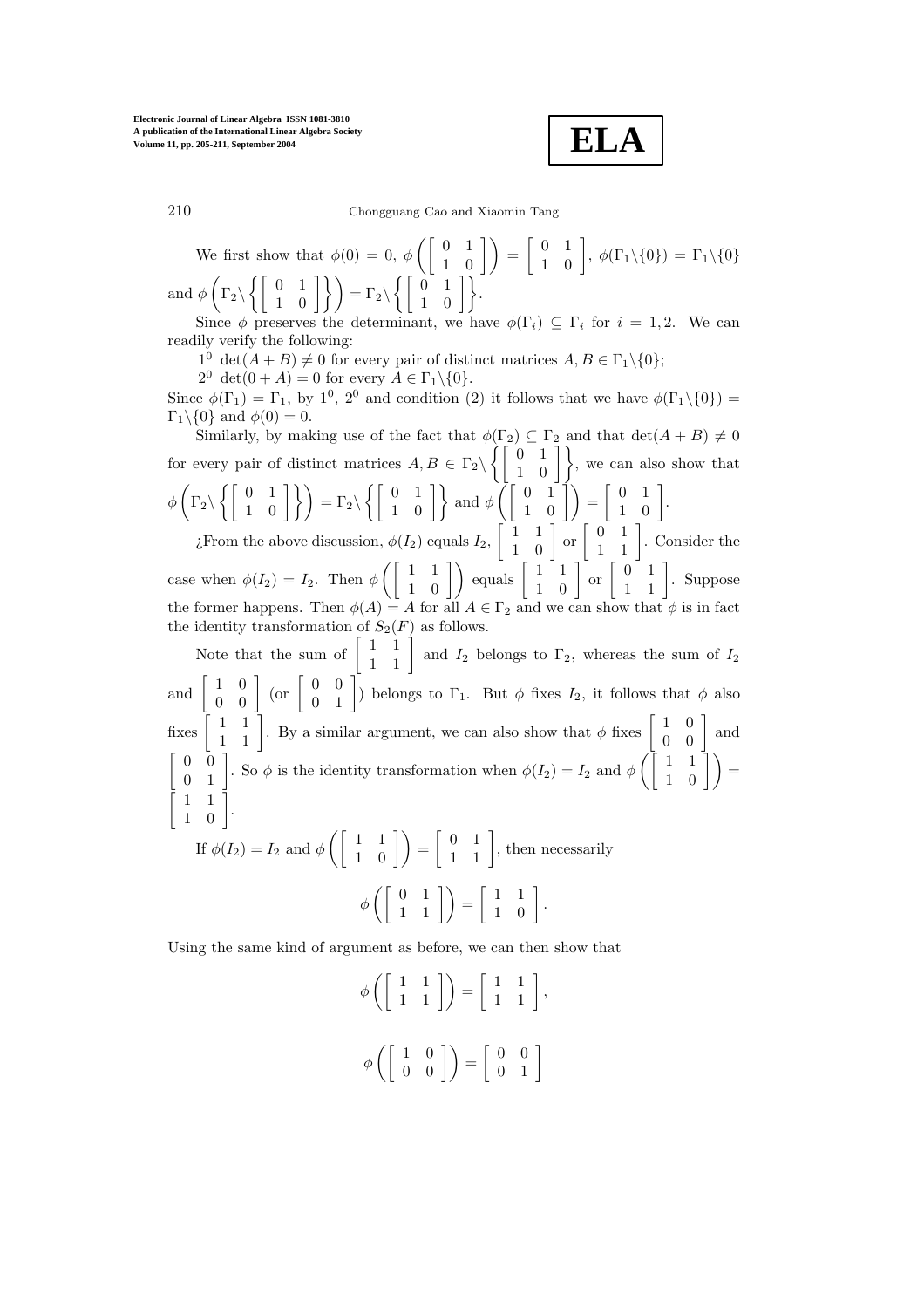We first show that $\phi(0) = 0$, $\phi\left(\begin{bmatrix} 0 & 1 \\ 1 & 0 \end{bmatrix}\right) = \begin{bmatrix} 0 & 1 \\ 1 & 0 \end{bmatrix}$, $\phi(\Gamma_1\backslash\{0\}) = \Gamma_1\backslash\{0\}$ and $\phi\left(\Gamma_2\backslash\left\{\begin{bmatrix} 0 & 1 \\ 1 & 0 \end{bmatrix}\right\}\right) = \Gamma_2\backslash\left\{\begin{bmatrix} 0 & 1 \\ 1 & 0 \end{bmatrix}\right\}$.

Since $\phi$ preserves the determinant, we have $\phi(\Gamma_i) \subseteq \Gamma_i$ for $i = 1, 2$. We can readily verify the following:

$1^0$ $\det(A + B) \neq 0$ for every pair of distinct matrices $A, B \in \Gamma_1\backslash\{0\}$;

$2^0$ $\det(0 + A) = 0$ for every $A \in \Gamma_1\backslash\{0\}$.

Since $\phi(\Gamma_1) = \Gamma_1$, by $1^0$, $2^0$ and condition (2) it follows that we have $\phi(\Gamma_1\backslash\{0\}) = \Gamma_1\backslash\{0\}$ and $\phi(0) = 0$.

Similarly, by making use of the fact that $\phi(\Gamma_2) \subseteq \Gamma_2$ and that $\det(A + B) \neq 0$ for every pair of distinct matrices $A, B \in \Gamma_2\backslash\left\{\begin{bmatrix} 0 & 1 \\ 1 & 0 \end{bmatrix}\right\}$, we can also show that $\phi\left(\Gamma_2\backslash\left\{\begin{bmatrix} 0 & 1 \\ 1 & 0 \end{bmatrix}\right\}\right) = \Gamma_2\backslash\left\{\begin{bmatrix} 0 & 1 \\ 1 & 0 \end{bmatrix}\right\}$ and $\phi\left(\begin{bmatrix} 0 & 1 \\ 1 & 0 \end{bmatrix}\right) = \begin{bmatrix} 0 & 1 \\ 1 & 0 \end{bmatrix}$.

¿From the above discussion, $\phi(I_2)$ equals $I_2$, $\begin{bmatrix} 1 & 1 \\ 1 & 0 \end{bmatrix}$ or $\begin{bmatrix} 0 & 1 \\ 1 & 1 \end{bmatrix}$. Consider the case when $\phi(I_2) = I_2$. Then $\phi\left(\begin{bmatrix} 1 & 1 \\ 1 & 0 \end{bmatrix}\right)$ equals $\begin{bmatrix} 1 & 1 \\ 1 & 0 \end{bmatrix}$ or $\begin{bmatrix} 0 & 1 \\ 1 & 1 \end{bmatrix}$. Suppose the former happens. Then $\phi(A) = A$ for all $A \in \Gamma_2$ and we can show that $\phi$ is in fact the identity transformation of $S_2(F)$ as follows.

Note that the sum of $\begin{bmatrix} 1 & 1 \\ 1 & 1 \end{bmatrix}$ and $I_2$ belongs to $\Gamma_2$, whereas the sum of $I_2$ and $\begin{bmatrix} 1 & 0 \\ 0 & 0 \end{bmatrix}$ (or $\begin{bmatrix} 0 & 0 \\ 0 & 1 \end{bmatrix}$) belongs to $\Gamma_1$. But $\phi$ fixes $I_2$, it follows that $\phi$ also fixes $\begin{bmatrix} 1 & 1 \\ 1 & 1 \end{bmatrix}$. By a similar argument, we can also show that $\phi$ fixes $\begin{bmatrix} 1 & 0 \\ 0 & 0 \end{bmatrix}$ and $\begin{bmatrix} 0 & 0 \\ 0 & 1 \end{bmatrix}$. So $\phi$ is the identity transformation when $\phi(I_2) = I_2$ and $\phi\left(\begin{bmatrix} 1 & 1 \\ 1 & 0 \end{bmatrix}\right) = \begin{bmatrix} 1 & 1 \\ 1 & 0 \end{bmatrix}$.

If $\phi(I_2) = I_2$ and $\phi\left(\begin{bmatrix} 1 & 1 \\ 1 & 0 \end{bmatrix}\right) = \begin{bmatrix} 0 & 1 \\ 1 & 1 \end{bmatrix}$, then necessarily

$$\phi\left(\begin{bmatrix} 0 & 1 \\ 1 & 1 \end{bmatrix}\right) = \begin{bmatrix} 1 & 1 \\ 1 & 0 \end{bmatrix}.$$

Using the same kind of argument as before, we can then show that

$$\phi\left(\begin{bmatrix} 1 & 1 \\ 1 & 1 \end{bmatrix}\right) = \begin{bmatrix} 1 & 1 \\ 1 & 1 \end{bmatrix},$$

$$\phi\left(\begin{bmatrix} 1 & 0 \\ 0 & 0 \end{bmatrix}\right) = \begin{bmatrix} 0 & 0 \\ 0 & 1 \end{bmatrix}$$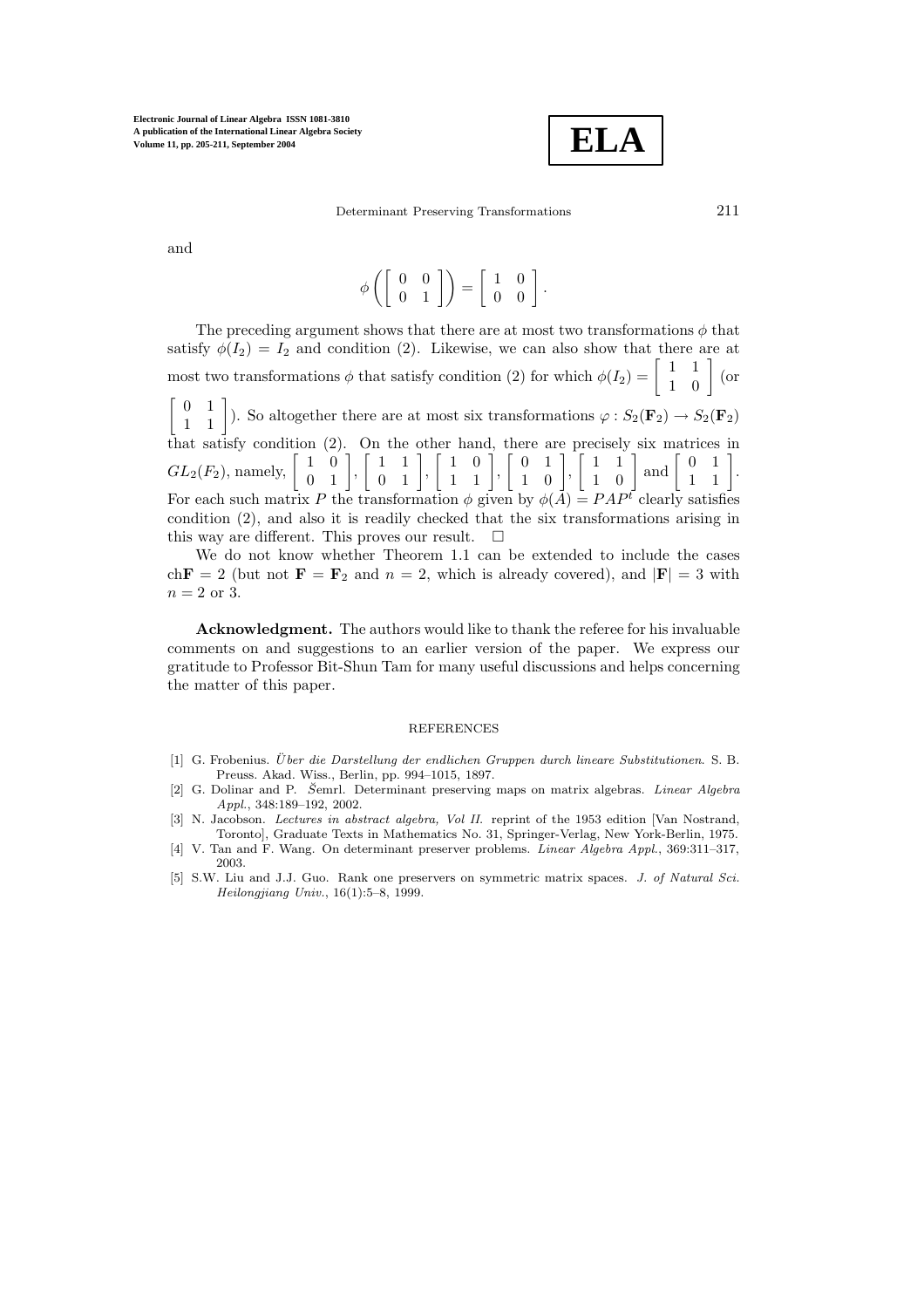and

$$\phi\left(\begin{bmatrix} 0 & 0 \\ 0 & 1 \end{bmatrix}\right) = \begin{bmatrix} 1 & 0 \\ 0 & 0 \end{bmatrix}.$$

The preceding argument shows that there are at most two transformations $\phi$ that satisfy $\phi(I_2) = I_2$ and condition (2). Likewise, we can also show that there are at most two transformations $\phi$ that satisfy condition (2) for which $\phi(I_2) = \begin{bmatrix} 1 & 1 \\ 1 & 0 \end{bmatrix}$ (or $\begin{bmatrix} 0 & 1 \\ 1 & 1 \end{bmatrix}$). So altogether there are at most six transformations $\varphi : S_2(\mathbf{F}_2) \to S_2(\mathbf{F}_2)$ that satisfy condition (2). On the other hand, there are precisely six matrices in $GL_2(F_2)$, namely, $\begin{bmatrix} 1 & 0 \\ 0 & 1 \end{bmatrix}, \begin{bmatrix} 1 & 1 \\ 0 & 1 \end{bmatrix}, \begin{bmatrix} 1 & 0 \\ 1 & 1 \end{bmatrix}, \begin{bmatrix} 0 & 1 \\ 1 & 0 \end{bmatrix}, \begin{bmatrix} 1 & 1 \\ 1 & 0 \end{bmatrix}$ and $\begin{bmatrix} 0 & 1 \\ 1 & 1 \end{bmatrix}$. For each such matrix $P$ the transformation $\phi$ given by $\phi(A) = PAP^t$ clearly satisfies condition (2), and also it is readily checked that the six transformations arising in this way are different. This proves our result. □

We do not know whether Theorem 1.1 can be extended to include the cases $\mathrm{ch}\mathbf{F} = 2$ (but not $\mathbf{F} = \mathbf{F}_2$ and $n = 2$, which is already covered), and $|\mathbf{F}| = 3$ with $n = 2$ or 3.

**Acknowledgment.** The authors would like to thank the referee for his invaluable comments on and suggestions to an earlier version of the paper. We express our gratitude to Professor Bit-Shun Tam for many useful discussions and helps concerning the matter of this paper.

## REFERENCES

[1] G. Frobenius. *Über die Darstellung der endlichen Gruppen durch lineare Substitutionen*. S. B. Preuss. Akad. Wiss., Berlin, pp. 994–1015, 1897.

[2] G. Dolinar and P. Šemrl. Determinant preserving maps on matrix algebras. *Linear Algebra Appl.*, 348:189–192, 2002.

[3] N. Jacobson. *Lectures in abstract algebra, Vol II.* reprint of the 1953 edition [Van Nostrand, Toronto], Graduate Texts in Mathematics No. 31, Springer-Verlag, New York-Berlin, 1975.

[4] V. Tan and F. Wang. On determinant preserver problems. *Linear Algebra Appl.*, 369:311–317, 2003.

[5] S.W. Liu and J.J. Guo. Rank one preservers on symmetric matrix spaces. *J. of Natural Sci. Heilongjiang Univ.*, 16(1):5–8, 1999.